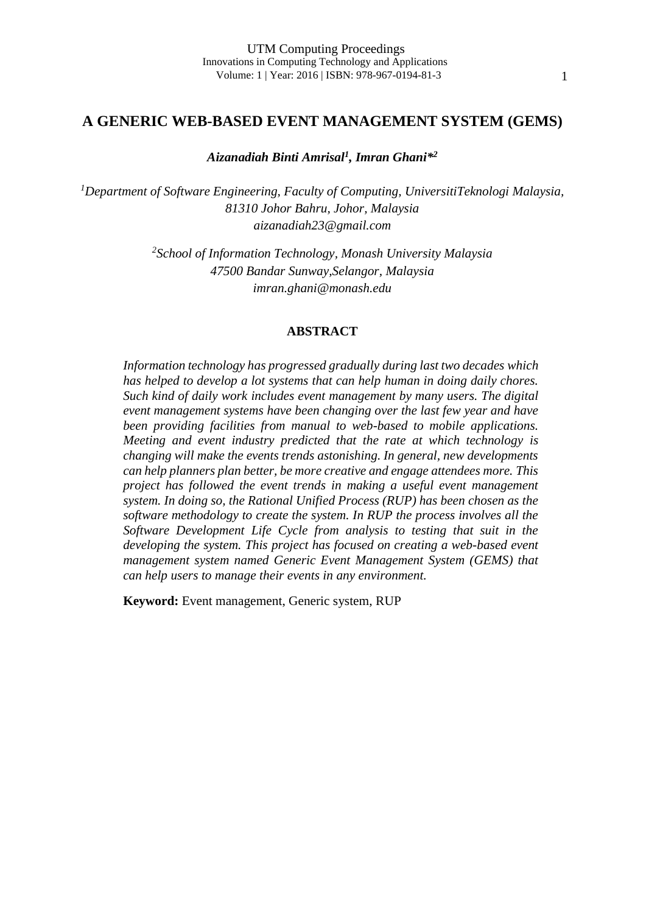# A GENERIC WEB-BASED EVENT MANAGEMENT SYSTEM (GEMS)

***Aizanadiah Binti Amrisal[1], Imran Ghani*[2]***

[1]*Department of Software Engineering, Faculty of Computing, UniversitiTeknologi Malaysia, 81310 Johor Bahru, Johor, Malaysia*
*aizanadiah23@gmail.com*

[2]*School of Information Technology, Monash University Malaysia*
*47500 Bandar Sunway,Selangor, Malaysia*
*imran.ghani@monash.edu*

## ABSTRACT

*Information technology has progressed gradually during last two decades which has helped to develop a lot systems that can help human in doing daily chores. Such kind of daily work includes event management by many users. The digital event management systems have been changing over the last few year and have been providing facilities from manual to web-based to mobile applications. Meeting and event industry predicted that the rate at which technology is changing will make the events trends astonishing. In general, new developments can help planners plan better, be more creative and engage attendees more. This project has followed the event trends in making a useful event management system. In doing so, the Rational Unified Process (RUP) has been chosen as the software methodology to create the system. In RUP the process involves all the Software Development Life Cycle from analysis to testing that suit in the developing the system. This project has focused on creating a web-based event management system named Generic Event Management System (GEMS) that can help users to manage their events in any environment.*

**Keyword:** Event management, Generic system, RUP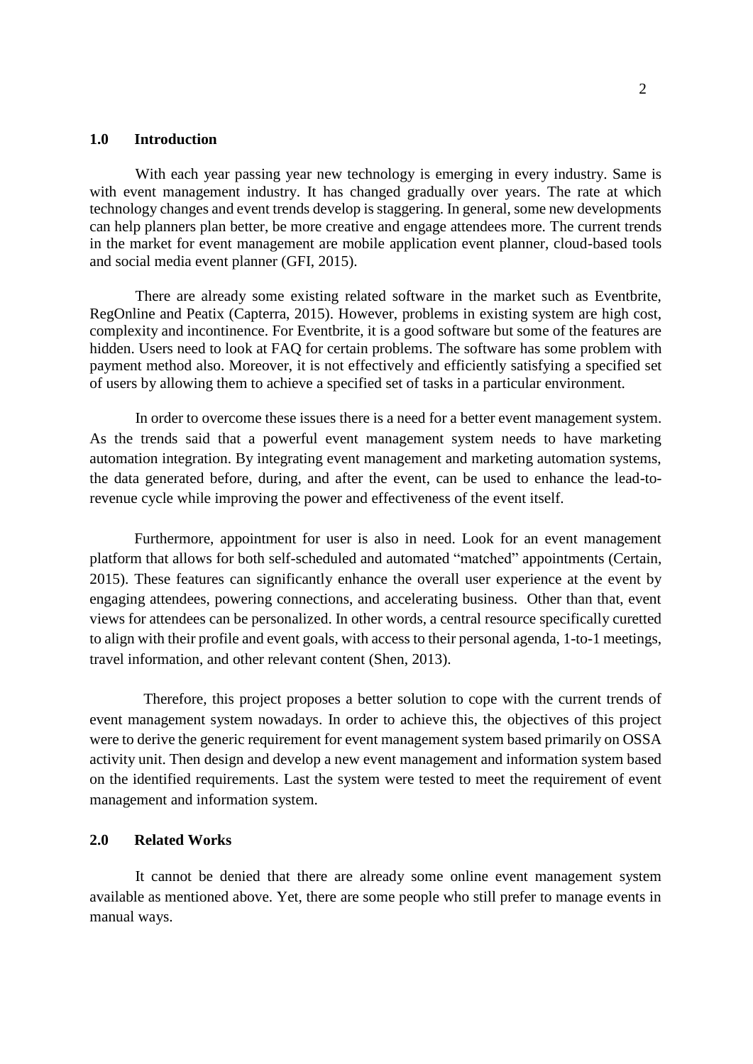## 1.0 Introduction

With each year passing year new technology is emerging in every industry. Same is with event management industry. It has changed gradually over years. The rate at which technology changes and event trends develop is staggering. In general, some new developments can help planners plan better, be more creative and engage attendees more. The current trends in the market for event management are mobile application event planner, cloud-based tools and social media event planner (GFI, 2015).

There are already some existing related software in the market such as Eventbrite, RegOnline and Peatix (Capterra, 2015). However, problems in existing system are high cost, complexity and incontinence. For Eventbrite, it is a good software but some of the features are hidden. Users need to look at FAQ for certain problems. The software has some problem with payment method also. Moreover, it is not effectively and efficiently satisfying a specified set of users by allowing them to achieve a specified set of tasks in a particular environment.

In order to overcome these issues there is a need for a better event management system. As the trends said that a powerful event management system needs to have marketing automation integration. By integrating event management and marketing automation systems, the data generated before, during, and after the event, can be used to enhance the lead-to-revenue cycle while improving the power and effectiveness of the event itself.

Furthermore, appointment for user is also in need. Look for an event management platform that allows for both self-scheduled and automated "matched" appointments (Certain, 2015). These features can significantly enhance the overall user experience at the event by engaging attendees, powering connections, and accelerating business. Other than that, event views for attendees can be personalized. In other words, a central resource specifically curetted to align with their profile and event goals, with access to their personal agenda, 1-to-1 meetings, travel information, and other relevant content (Shen, 2013).

Therefore, this project proposes a better solution to cope with the current trends of event management system nowadays. In order to achieve this, the objectives of this project were to derive the generic requirement for event management system based primarily on OSSA activity unit. Then design and develop a new event management and information system based on the identified requirements. Last the system were tested to meet the requirement of event management and information system.

## 2.0 Related Works

It cannot be denied that there are already some online event management system available as mentioned above. Yet, there are some people who still prefer to manage events in manual ways.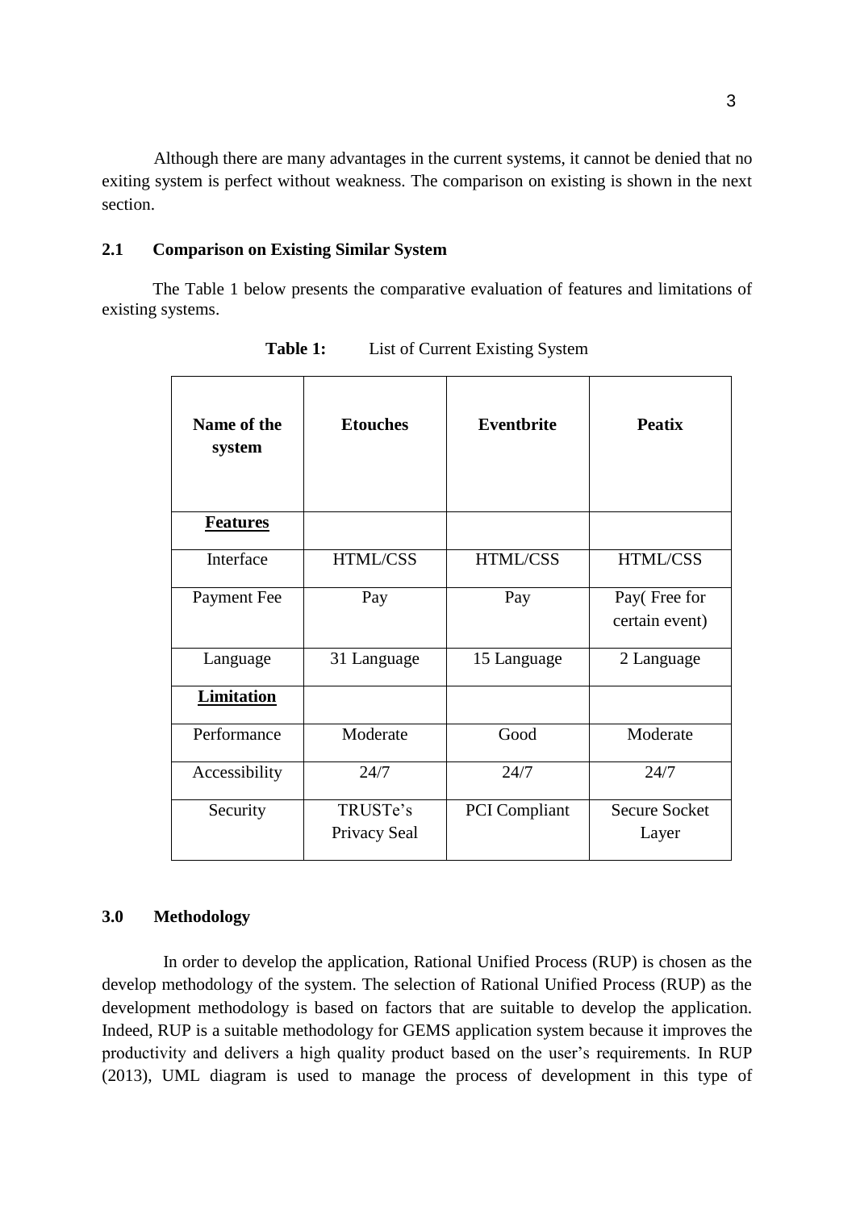Although there are many advantages in the current systems, it cannot be denied that no exiting system is perfect without weakness. The comparison on existing is shown in the next section.

## 2.1 Comparison on Existing Similar System

The Table 1 below presents the comparative evaluation of features and limitations of existing systems.

**Table 1:** List of Current Existing System

| **Name of the system** | **Etouches** | **Eventbrite** | **Peatix** |
|---|---|---|---|
| **Features** | | | |
| Interface | HTML/CSS | HTML/CSS | HTML/CSS |
| Payment Fee | Pay | Pay | Pay( Free for certain event) |
| Language | 31 Language | 15 Language | 2 Language |
| **Limitation** | | | |
| Performance | Moderate | Good | Moderate |
| Accessibility | 24/7 | 24/7 | 24/7 |
| Security | TRUSTe's Privacy Seal | PCI Compliant | Secure Socket Layer |

# 3.0 Methodology

In order to develop the application, Rational Unified Process (RUP) is chosen as the develop methodology of the system. The selection of Rational Unified Process (RUP) as the development methodology is based on factors that are suitable to develop the application. Indeed, RUP is a suitable methodology for GEMS application system because it improves the productivity and delivers a high quality product based on the user's requirements. In RUP (2013), UML diagram is used to manage the process of development in this type of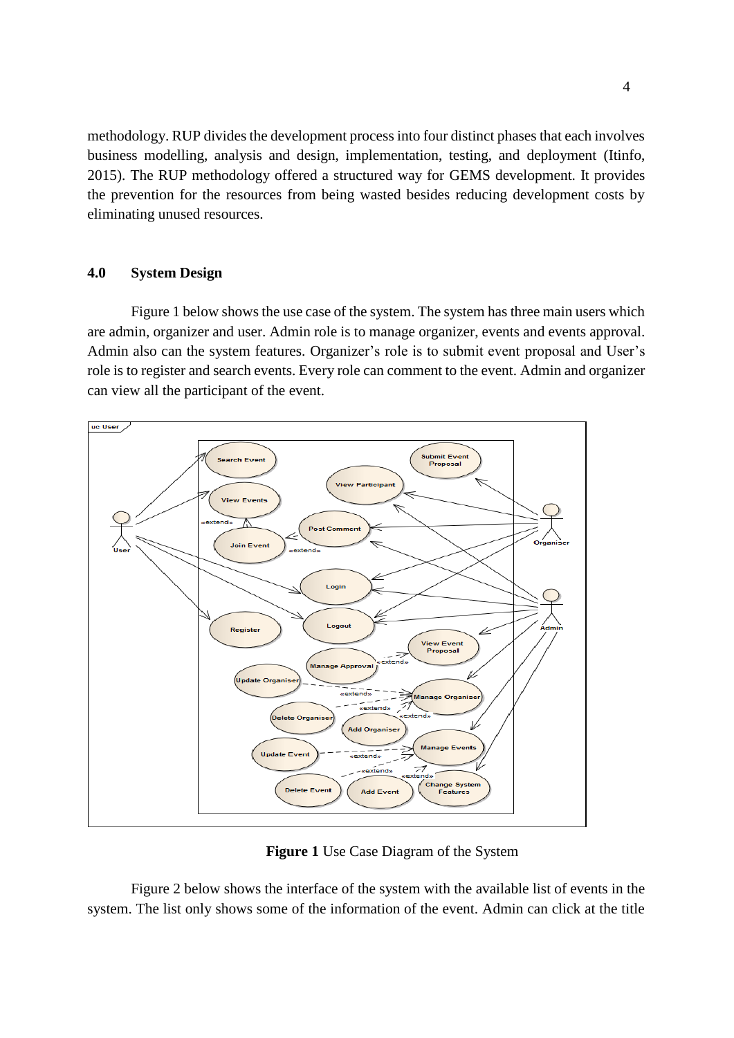methodology. RUP divides the development process into four distinct phases that each involves business modelling, analysis and design, implementation, testing, and deployment (Itinfo, 2015). The RUP methodology offered a structured way for GEMS development. It provides the prevention for the resources from being wasted besides reducing development costs by eliminating unused resources.

## 4.0 System Design

Figure 1 below shows the use case of the system. The system has three main users which are admin, organizer and user. Admin role is to manage organizer, events and events approval. Admin also can the system features. Organizer's role is to submit event proposal and User's role is to register and search events. Every role can comment to the event. Admin and organizer can view all the participant of the event.

uc User

User

Organiser

Admin

Search Event

Submit Event Proposal

View Participant

View Events

«extend»

Post Comment

Join Event

«extend»

Login

Register

Logout

View Event Proposal

Manage Approval

«extend»

Update Organiser

«extend»

Manage Organiser

«extend»

«extend»

Delete Organiser

Add Organiser

Update Event

«extend»

Manage Events

«extend»

«extend»

Change System Features

Delete Event

Add Event

**Figure 1** Use Case Diagram of the System

Figure 2 below shows the interface of the system with the available list of events in the system. The list only shows some of the information of the event. Admin can click at the title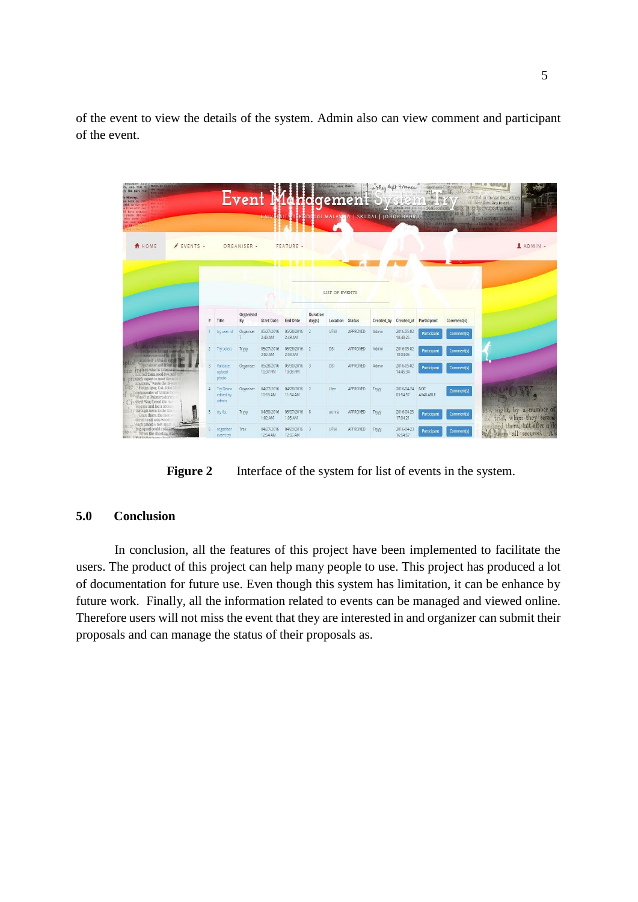of the event to view the details of the system. Admin also can view comment and participant of the event.

**Figure 2** Interface of the system for list of events in the system.

## 5.0 Conclusion

In conclusion, all the features of this project have been implemented to facilitate the users. The product of this project can help many people to use. This project has produced a lot of documentation for future use. Even though this system has limitation, it can be enhance by future work. Finally, all the information related to events can be managed and viewed online. Therefore users will not miss the event that they are interested in and organizer can submit their proposals and can manage the status of their proposals as.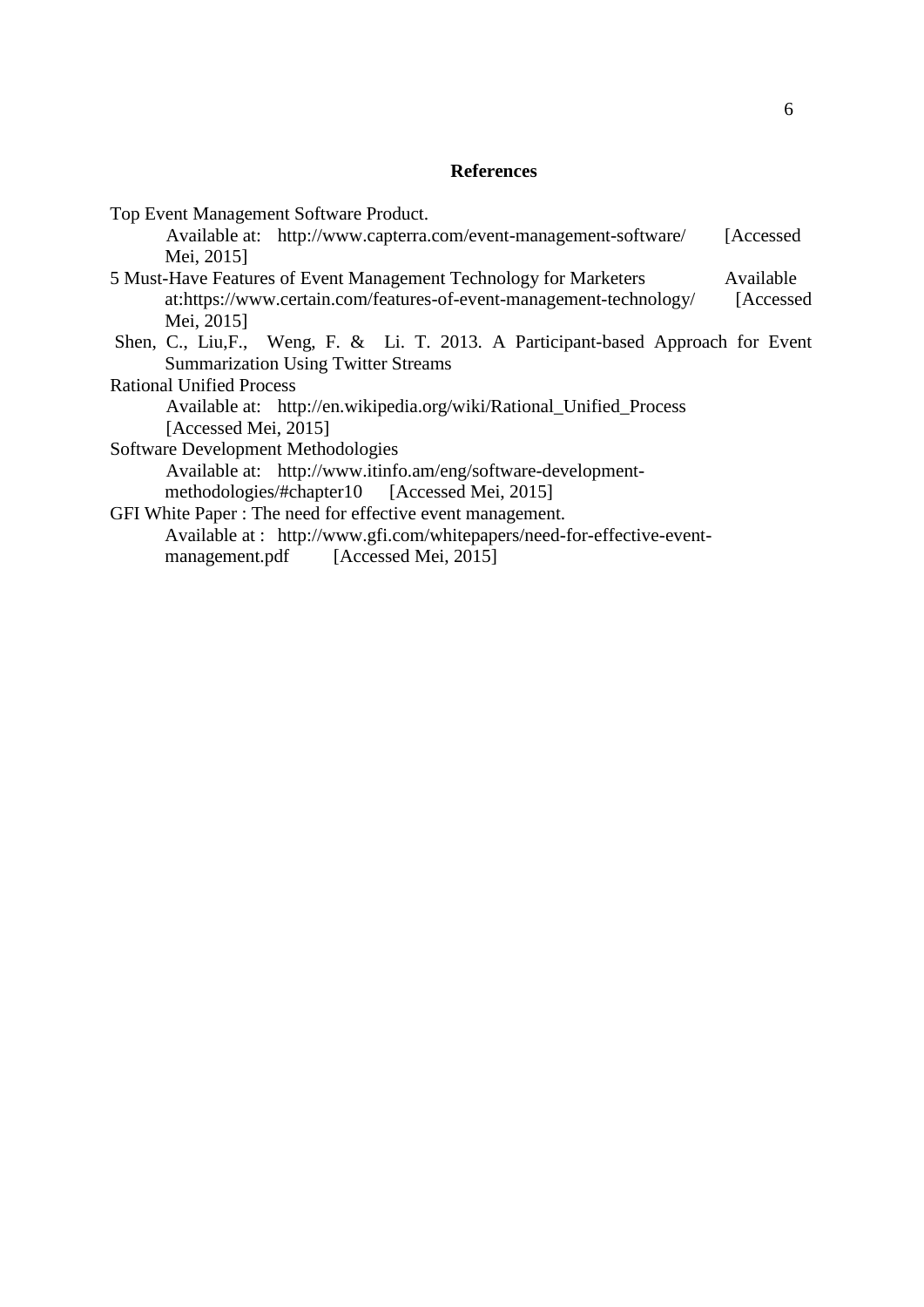## References

Top Event Management Software Product.
Available at: http://www.capterra.com/event-management-software/ [Accessed Mei, 2015]

5 Must-Have Features of Event Management Technology for Marketers Available at:https://www.certain.com/features-of-event-management-technology/ [Accessed Mei, 2015]

Shen, C., Liu,F., Weng, F. & Li. T. 2013. A Participant-based Approach for Event Summarization Using Twitter Streams

Rational Unified Process
Available at: http://en.wikipedia.org/wiki/Rational_Unified_Process [Accessed Mei, 2015]

Software Development Methodologies
Available at: http://www.itinfo.am/eng/software-development-methodologies/#chapter10 [Accessed Mei, 2015]

GFI White Paper : The need for effective event management.
Available at : http://www.gfi.com/whitepapers/need-for-effective-event-management.pdf [Accessed Mei, 2015]